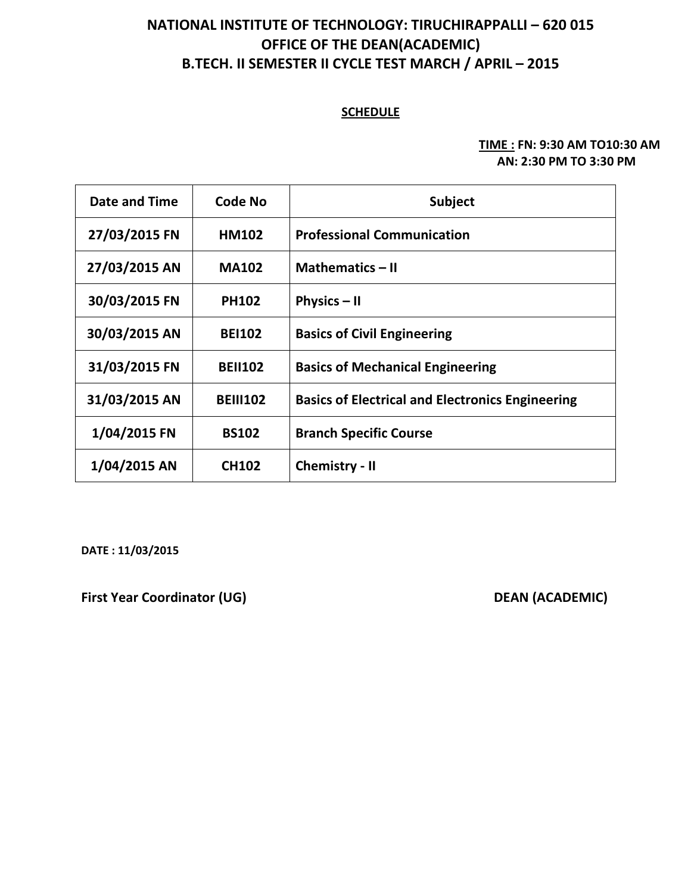# NATIONAL INSTITUTE OF TECHNOLOGY: TIRUCHIRAPPALLI – 620 015
## OFFICE OF THE DEAN(ACADEMIC)
## B.TECH. II SEMESTER II CYCLE TEST MARCH / APRIL – 2015

**SCHEDULE**

**TIME : FN: 9:30 AM TO10:30 AM**
**AN: 2:30 PM TO 3:30 PM**

| Date and Time | Code No | Subject |
|---|---|---|
| 27/03/2015 FN | HM102 | Professional Communication |
| 27/03/2015 AN | MA102 | Mathematics – II |
| 30/03/2015 FN | PH102 | Physics – II |
| 30/03/2015 AN | BEI102 | Basics of Civil Engineering |
| 31/03/2015 FN | BEII102 | Basics of Mechanical Engineering |
| 31/03/2015 AN | BEIII102 | Basics of Electrical and Electronics Engineering |
| 1/04/2015 FN | BS102 | Branch Specific Course |
| 1/04/2015 AN | CH102 | Chemistry - II |

**DATE : 11/03/2015**

**First Year Coordinator (UG)** **DEAN (ACADEMIC)**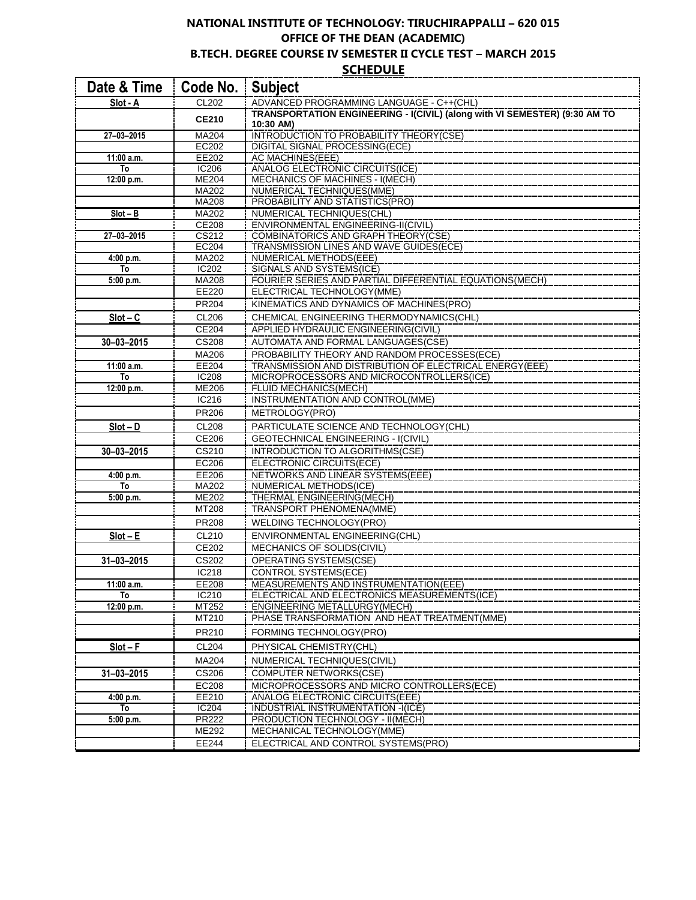**NATIONAL INSTITUTE OF TECHNOLOGY: TIRUCHIRAPPALLI – 620 015**

**OFFICE OF THE DEAN (ACADEMIC)**

**B.TECH. DEGREE COURSE IV SEMESTER II CYCLE TEST – MARCH 2015**

**SCHEDULE**

| Date & Time | Code No. | Subject |
|---|---|---|
| Slot - A | CL202 | ADVANCED PROGRAMMING LANGUAGE - C++(CHL) |
| | **CE210** | **TRANSPORTATION ENGINEERING - I(CIVIL) (along with VI SEMESTER) (9:30 AM TO 10:30 AM)** |
| 27–03–2015 | MA204 | INTRODUCTION TO PROBABILITY THEORY(CSE) |
| | EC202 | DIGITAL SIGNAL PROCESSING(ECE) |
| 11:00 a.m. | EE202 | AC MACHINES(EEE) |
| To | IC206 | ANALOG ELECTRONIC CIRCUITS(ICE) |
| 12:00 p.m. | ME204 | MECHANICS OF MACHINES - I(MECH) |
| | MA202 | NUMERICAL TECHNIQUES(MME) |
| | MA208 | PROBABILITY AND STATISTICS(PRO) |
| Slot – B | MA202 | NUMERICAL TECHNIQUES(CHL) |
| | CE208 | ENVIRONMENTAL ENGINEERING-II(CIVIL) |
| 27–03–2015 | CS212 | COMBINATORICS AND GRAPH THEORY(CSE) |
| | EC204 | TRANSMISSION LINES AND WAVE GUIDES(ECE) |
| 4:00 p.m. | MA202 | NUMERICAL METHODS(EEE) |
| To | IC202 | SIGNALS AND SYSTEMS(ICE) |
| 5:00 p.m. | MA208 | FOURIER SERIES AND PARTIAL DIFFERENTIAL EQUATIONS(MECH) |
| | EE220 | ELECTRICAL TECHNOLOGY(MME) |
| | PR204 | KINEMATICS AND DYNAMICS OF MACHINES(PRO) |
| Slot – C | CL206 | CHEMICAL ENGINEERING THERMODYNAMICS(CHL) |
| | CE204 | APPLIED HYDRAULIC ENGINEERING(CIVIL) |
| 30–03–2015 | CS208 | AUTOMATA AND FORMAL LANGUAGES(CSE) |
| | MA206 | PROBABILITY THEORY AND RANDOM PROCESSES(ECE) |
| 11:00 a.m. | EE204 | TRANSMISSION AND DISTRIBUTION OF ELECTRICAL ENERGY(EEE) |
| To | IC208 | MICROPROCESSORS AND MICROCONTROLLERS(ICE) |
| 12:00 p.m. | ME206 | FLUID MECHANICS(MECH) |
| | IC216 | INSTRUMENTATION AND CONTROL(MME) |
| | PR206 | METROLOGY(PRO) |
| Slot – D | CL208 | PARTICULATE SCIENCE AND TECHNOLOGY(CHL) |
| | CE206 | GEOTECHNICAL ENGINEERING - I(CIVIL) |
| 30–03–2015 | CS210 | INTRODUCTION TO ALGORITHMS(CSE) |
| | EC206 | ELECTRONIC CIRCUITS(ECE) |
| 4:00 p.m. | EE206 | NETWORKS AND LINEAR SYSTEMS(EEE) |
| To | MA202 | NUMERICAL METHODS(ICE) |
| 5:00 p.m. | ME202 | THERMAL ENGINEERING(MECH) |
| | MT208 | TRANSPORT PHENOMENA(MME) |
| | PR208 | WELDING TECHNOLOGY(PRO) |
| Slot – E | CL210 | ENVIRONMENTAL ENGINEERING(CHL) |
| | CE202 | MECHANICS OF SOLIDS(CIVIL) |
| 31–03–2015 | CS202 | OPERATING SYSTEMS(CSE) |
| | IC218 | CONTROL SYSTEMS(ECE) |
| 11:00 a.m. | EE208 | MEASUREMENTS AND INSTRUMENTATION(EEE) |
| To | IC210 | ELECTRICAL AND ELECTRONICS MEASUREMENTS(ICE) |
| 12:00 p.m. | MT252 | ENGINEERING METALLURGY(MECH) |
| | MT210 | PHASE TRANSFORMATION AND HEAT TREATMENT(MME) |
| | PR210 | FORMING TECHNOLOGY(PRO) |
| Slot – F | CL204 | PHYSICAL CHEMISTRY(CHL) |
| | MA204 | NUMERICAL TECHNIQUES(CIVIL) |
| 31–03–2015 | CS206 | COMPUTER NETWORKS(CSE) |
| | EC208 | MICROPROCESSORS AND MICRO CONTROLLERS(ECE) |
| 4:00 p.m. | EE210 | ANALOG ELECTRONIC CIRCUITS(EEE) |
| To | IC204 | INDUSTRIAL INSTRUMENTATION -I(ICE) |
| 5:00 p.m. | PR222 | PRODUCTION TECHNOLOGY - II(MECH) |
| | ME292 | MECHANICAL TECHNOLOGY(MME) |
| | EE244 | ELECTRICAL AND CONTROL SYSTEMS(PRO) |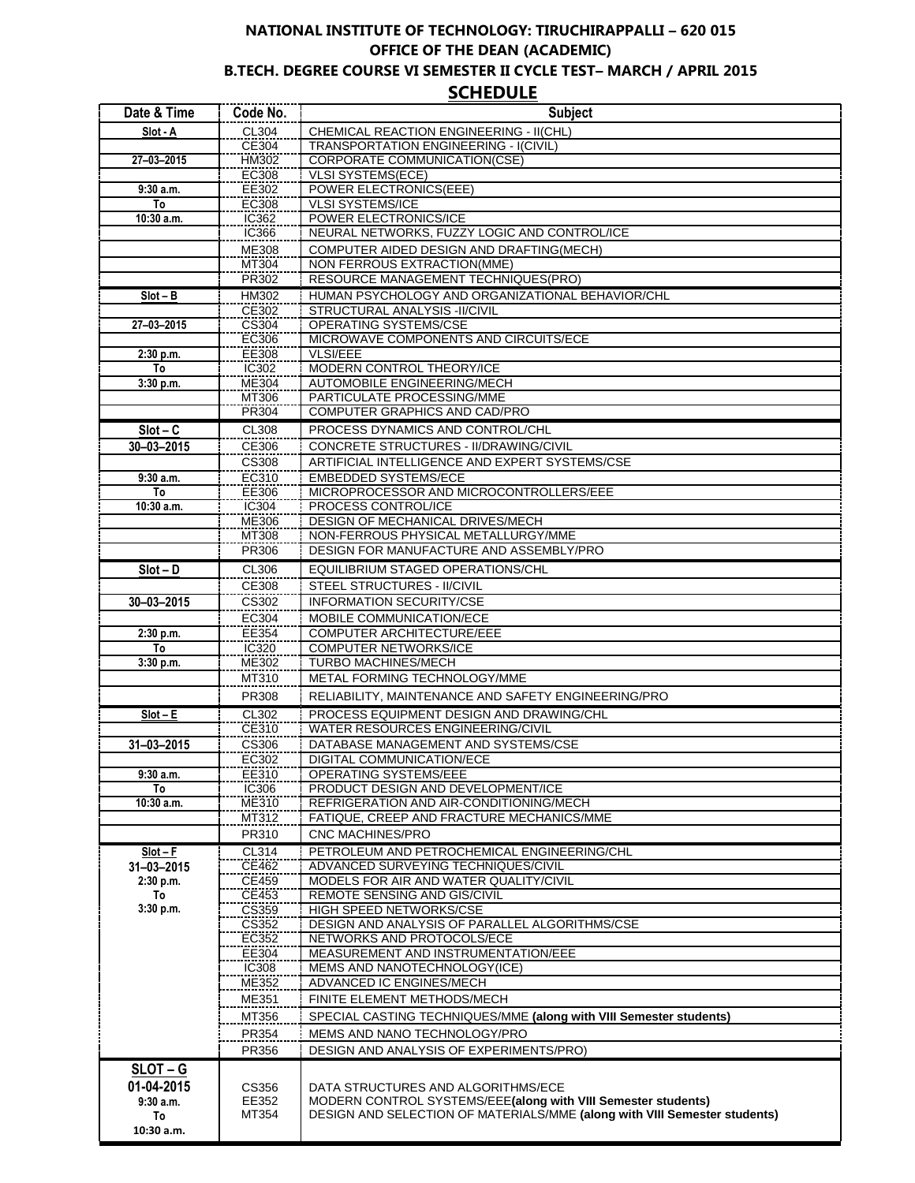# NATIONAL INSTITUTE OF TECHNOLOGY: TIRUCHIRAPPALLI – 620 015

## OFFICE OF THE DEAN (ACADEMIC)

## B.TECH. DEGREE COURSE VI SEMESTER II CYCLE TEST– MARCH / APRIL 2015

## SCHEDULE

| Date & Time | Code No. | Subject |
|---|---|---|
| Slot - A | CL304 | CHEMICAL REACTION ENGINEERING - II(CHL) |
| | CE304 | TRANSPORTATION ENGINEERING - I(CIVIL) |
| 27–03–2015 | HM302 | CORPORATE COMMUNICATION(CSE) |
| | EC308 | VLSI SYSTEMS(ECE) |
| 9:30 a.m. | EE302 | POWER ELECTRONICS(EEE) |
| To | EC308 | VLSI SYSTEMS/ICE |
| 10:30 a.m. | IC362 | POWER ELECTRONICS/ICE |
| | IC366 | NEURAL NETWORKS, FUZZY LOGIC AND CONTROL/ICE |
| | ME308 | COMPUTER AIDED DESIGN AND DRAFTING(MECH) |
| | MT304 | NON FERROUS EXTRACTION(MME) |
| | PR302 | RESOURCE MANAGEMENT TECHNIQUES(PRO) |
| Slot – B | HM302 | HUMAN PSYCHOLOGY AND ORGANIZATIONAL BEHAVIOR/CHL |
| | CE302 | STRUCTURAL ANALYSIS -II/CIVIL |
| 27–03–2015 | CS304 | OPERATING SYSTEMS/CSE |
| | EC306 | MICROWAVE COMPONENTS AND CIRCUITS/ECE |
| 2:30 p.m. | EE308 | VLSI/EEE |
| To | IC302 | MODERN CONTROL THEORY/ICE |
| 3:30 p.m. | ME304 | AUTOMOBILE ENGINEERING/MECH |
| | MT306 | PARTICULATE PROCESSING/MME |
| | PR304 | COMPUTER GRAPHICS AND CAD/PRO |
| Slot – C | CL308 | PROCESS DYNAMICS AND CONTROL/CHL |
| 30–03–2015 | CE306 | CONCRETE STRUCTURES - II/DRAWING/CIVIL |
| | CS308 | ARTIFICIAL INTELLIGENCE AND EXPERT SYSTEMS/CSE |
| 9:30 a.m. | EC310 | EMBEDDED SYSTEMS/ECE |
| To | EE306 | MICROPROCESSOR AND MICROCONTROLLERS/EEE |
| 10:30 a.m. | IC304 | PROCESS CONTROL/ICE |
| | ME306 | DESIGN OF MECHANICAL DRIVES/MECH |
| | MT308 | NON-FERROUS PHYSICAL METALLURGY/MME |
| | PR306 | DESIGN FOR MANUFACTURE AND ASSEMBLY/PRO |
| Slot – D | CL306 | EQUILIBRIUM STAGED OPERATIONS/CHL |
| | CE308 | STEEL STRUCTURES - II/CIVIL |
| 30–03–2015 | CS302 | INFORMATION SECURITY/CSE |
| | EC304 | MOBILE COMMUNICATION/ECE |
| 2:30 p.m. | EE354 | COMPUTER ARCHITECTURE/EEE |
| To | IC320 | COMPUTER NETWORKS/ICE |
| 3:30 p.m. | ME302 | TURBO MACHINES/MECH |
| | MT310 | METAL FORMING TECHNOLOGY/MME |
| | PR308 | RELIABILITY, MAINTENANCE AND SAFETY ENGINEERING/PRO |
| Slot – E | CL302 | PROCESS EQUIPMENT DESIGN AND DRAWING/CHL |
| | CE310 | WATER RESOURCES ENGINEERING/CIVIL |
| 31–03–2015 | CS306 | DATABASE MANAGEMENT AND SYSTEMS/CSE |
| | EC302 | DIGITAL COMMUNICATION/ECE |
| 9:30 a.m. | EE310 | OPERATING SYSTEMS/EEE |
| To | IC306 | PRODUCT DESIGN AND DEVELOPMENT/ICE |
| 10:30 a.m. | ME310 | REFRIGERATION AND AIR-CONDITIONING/MECH |
| | MT312 | FATIQUE, CREEP AND FRACTURE MECHANICS/MME |
| | PR310 | CNC MACHINES/PRO |
| Slot – F | CL314 | PETROLEUM AND PETROCHEMICAL ENGINEERING/CHL |
| 31–03–2015 | CE462 | ADVANCED SURVEYING TECHNIQUES/CIVIL |
| 2:30 p.m. | CE459 | MODELS FOR AIR AND WATER QUALITY/CIVIL |
| To | CE453 | REMOTE SENSING AND GIS/CIVIL |
| 3:30 p.m. | CS359 | HIGH SPEED NETWORKS/CSE |
| | CS352 | DESIGN AND ANALYSIS OF PARALLEL ALGORITHMS/CSE |
| | EC352 | NETWORKS AND PROTOCOLS/ECE |
| | EE304 | MEASUREMENT AND INSTRUMENTATION/EEE |
| | IC308 | MEMS AND NANOTECHNOLOGY(ICE) |
| | ME352 | ADVANCED IC ENGINES/MECH |
| | ME351 | FINITE ELEMENT METHODS/MECH |
| | MT356 | SPECIAL CASTING TECHNIQUES/MME **(along with VIII Semester students)** |
| | PR354 | MEMS AND NANO TECHNOLOGY/PRO |
| | PR356 | DESIGN AND ANALYSIS OF EXPERIMENTS/PRO) |
| SLOT – G | CS356 | DATA STRUCTURES AND ALGORITHMS/ECE |
| 01-04-2015 | EE352 | MODERN CONTROL SYSTEMS/EEE**(along with VIII Semester students)** |
| 9:30 a.m. To 10:30 a.m. | MT354 | DESIGN AND SELECTION OF MATERIALS/MME **(along with VIII Semester students)** |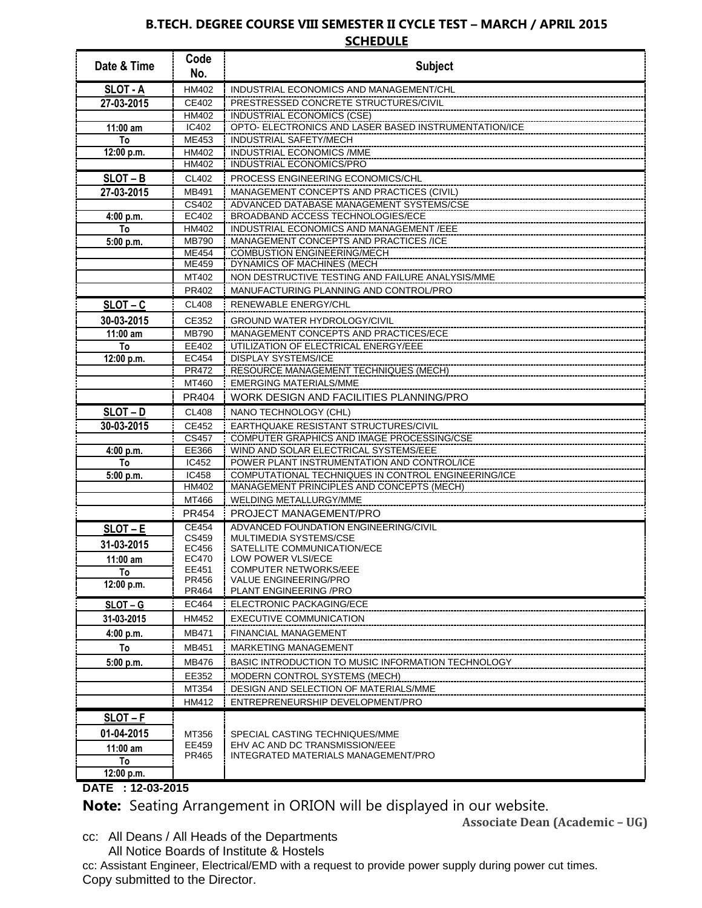## B.TECH. DEGREE COURSE VIII SEMESTER II CYCLE TEST – MARCH / APRIL 2015

## SCHEDULE

| Date & Time | Code No. | Subject |
|---|---|---|
| **SLOT - A** | HM402 | INDUSTRIAL ECONOMICS AND MANAGEMENT/CHL |
| **27-03-2015** | CE402 | PRESTRESSED CONCRETE STRUCTURES/CIVIL |
| | HM402 | INDUSTRIAL ECONOMICS (CSE) |
| **11:00 am** | IC402 | OPTO- ELECTRONICS AND LASER BASED INSTRUMENTATION/ICE |
| **To** | ME453 | INDUSTRIAL SAFETY/MECH |
| **12:00 p.m.** | HM402 | INDUSTRIAL ECONOMICS /MME |
| | HM402 | INDUSTRIAL ECONOMICS/PRO |
| **SLOT – B** | CL402 | PROCESS ENGINEERING ECONOMICS/CHL |
| **27-03-2015** | MB491 | MANAGEMENT CONCEPTS AND PRACTICES (CIVIL) |
| | CS402 | ADVANCED DATABASE MANAGEMENT SYSTEMS/CSE |
| **4:00 p.m.** | EC402 | BROADBAND ACCESS TECHNOLOGIES/ECE |
| **To** | HM402 | INDUSTRIAL ECONOMICS AND MANAGEMENT /EEE |
| **5:00 p.m.** | MB790 | MANAGEMENT CONCEPTS AND PRACTICES /ICE |
| | ME454 | COMBUSTION ENGINEERING/MECH |
| | ME459 | DYNAMICS OF MACHINES (MECH |
| | MT402 | NON DESTRUCTIVE TESTING AND FAILURE ANALYSIS/MME |
| | PR402 | MANUFACTURING PLANNING AND CONTROL/PRO |
| **SLOT – C** | CL408 | RENEWABLE ENERGY/CHL |
| **30-03-2015** | CE352 | GROUND WATER HYDROLOGY/CIVIL |
| **11:00 am** | MB790 | MANAGEMENT CONCEPTS AND PRACTICES/ECE |
| **To** | EE402 | UTILIZATION OF ELECTRICAL ENERGY/EEE |
| **12:00 p.m.** | EC454 | DISPLAY SYSTEMS/ICE |
| | PR472 | RESOURCE MANAGEMENT TECHNIQUES (MECH) |
| | MT460 | EMERGING MATERIALS/MME |
| | PR404 | WORK DESIGN AND FACILITIES PLANNING/PRO |
| **SLOT – D** | CL408 | NANO TECHNOLOGY (CHL) |
| **30-03-2015** | CE452 | EARTHQUAKE RESISTANT STRUCTURES/CIVIL |
| | CS457 | COMPUTER GRAPHICS AND IMAGE PROCESSING/CSE |
| **4:00 p.m.** | EE366 | WIND AND SOLAR ELECTRICAL SYSTEMS/EEE |
| **To** | IC452 | POWER PLANT INSTRUMENTATION AND CONTROL/ICE |
| **5:00 p.m.** | IC458 | COMPUTATIONAL TECHNIQUES IN CONTROL ENGINEERING/ICE |
| | HM402 | MANAGEMENT PRINCIPLES AND CONCEPTS (MECH) |
| | MT466 | WELDING METALLURGY/MME |
| | PR454 | PROJECT MANAGEMENT/PRO |
| **SLOT – E** | CE454 | ADVANCED FOUNDATION ENGINEERING/CIVIL |
| **31-03-2015** | CS459 | MULTIMEDIA SYSTEMS/CSE |
| | EC456 | SATELLITE COMMUNICATION/ECE |
| **11:00 am** | EC470 | LOW POWER VLSI/ECE |
| **To** | EE451 | COMPUTER NETWORKS/EEE |
| **12:00 p.m.** | PR456 | VALUE ENGINEERING/PRO |
| | PR464 | PLANT ENGINEERING /PRO |
| **SLOT – G** | EC464 | ELECTRONIC PACKAGING/ECE |
| **31-03-2015** | HM452 | EXECUTIVE COMMUNICATION |
| **4:00 p.m.** | MB471 | FINANCIAL MANAGEMENT |
| **To** | MB451 | MARKETING MANAGEMENT |
| **5:00 p.m.** | MB476 | BASIC INTRODUCTION TO MUSIC INFORMATION TECHNOLOGY |
| | EE352 | MODERN CONTROL SYSTEMS (MECH) |
| | MT354 | DESIGN AND SELECTION OF MATERIALS/MME |
| | HM412 | ENTREPRENEURSHIP DEVELOPMENT/PRO |
| **SLOT – F** | | |
| **01-04-2015** | MT356 | SPECIAL CASTING TECHNIQUES/MME |
| **11:00 am** | EE459 | EHV AC AND DC TRANSMISSION/EEE |
| **To** | PR465 | INTEGRATED MATERIALS MANAGEMENT/PRO |
| **12:00 p.m.** | | |

**DATE : 12-03-2015**

**Note:** Seating Arrangement in ORION will be displayed in our website.

**Associate Dean (Academic – UG)**

cc: All Deans / All Heads of the Departments
All Notice Boards of Institute & Hostels

cc: Assistant Engineer, Electrical/EMD with a request to provide power supply during power cut times.
Copy submitted to the Director.